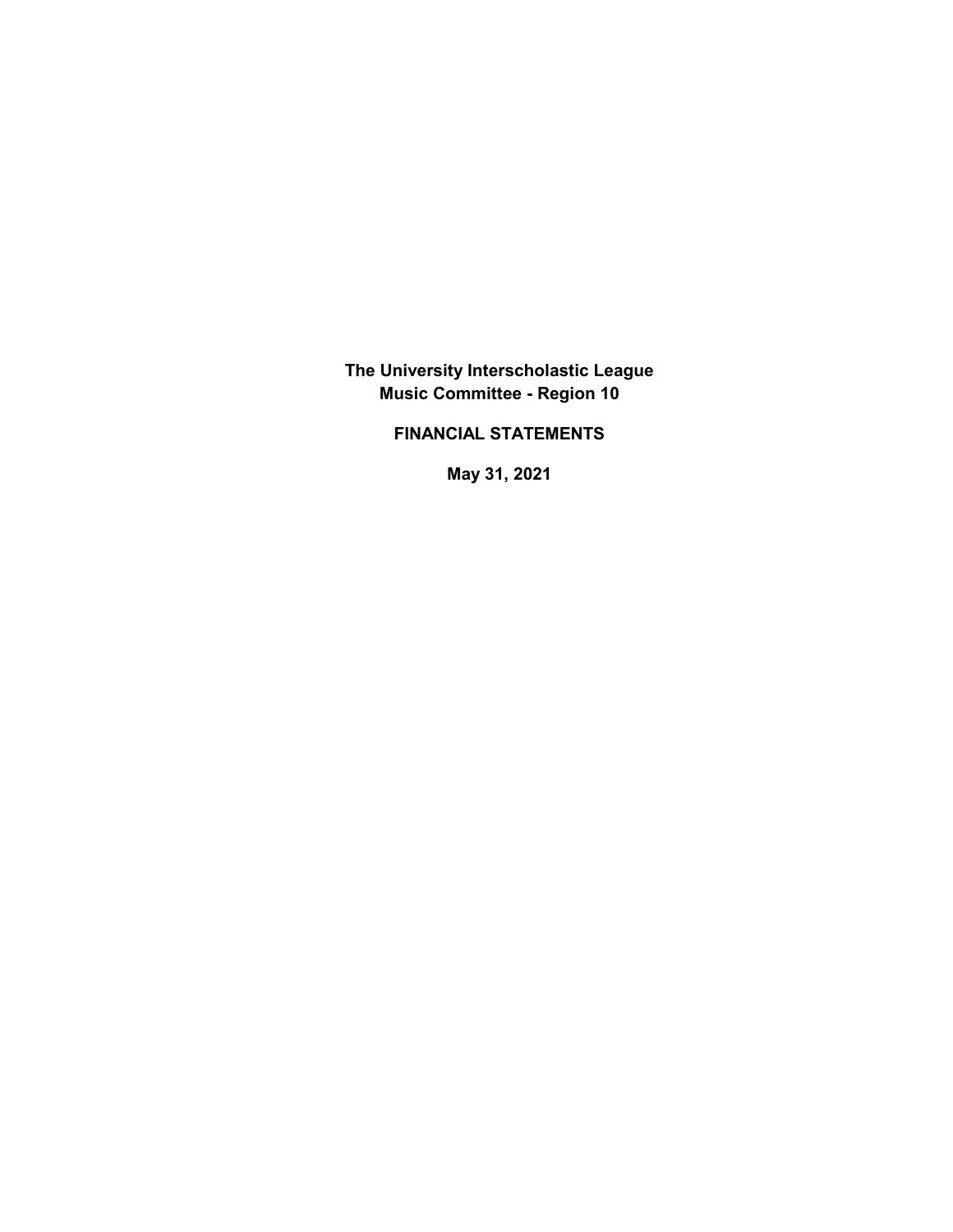# The University Interscholastic League
# Music Committee - Region 10

## FINANCIAL STATEMENTS

**May 31, 2021**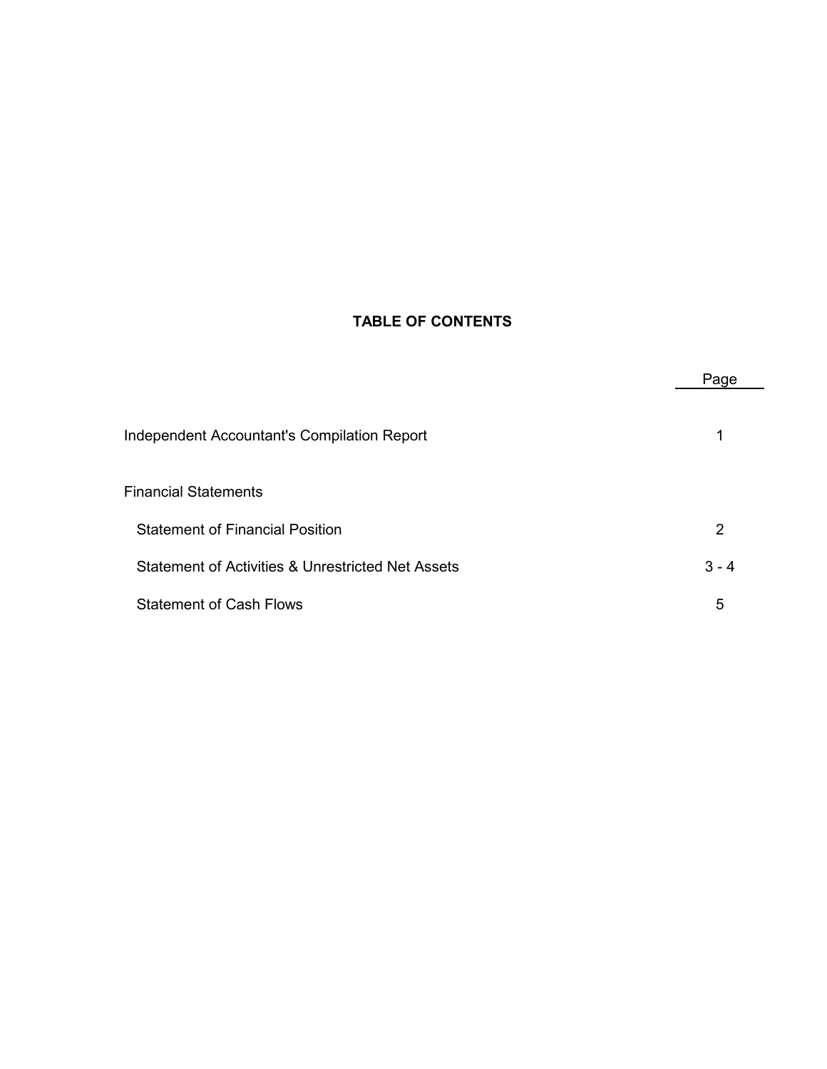## TABLE OF CONTENTS

| | Page |
|---|---|
| Independent Accountant's Compilation Report | 1 |
| Financial Statements | |
| Statement of Financial Position | 2 |
| Statement of Activities & Unrestricted Net Assets | 3 - 4 |
| Statement of Cash Flows | 5 |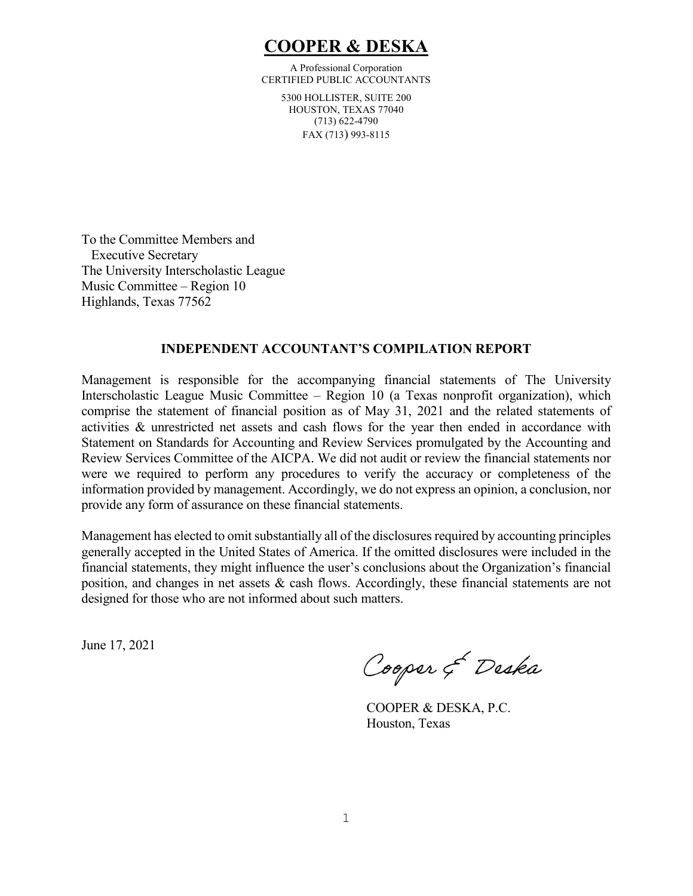# COOPER & DESKA

A Professional Corporation
CERTIFIED PUBLIC ACCOUNTANTS

5300 HOLLISTER, SUITE 200
HOUSTON, TEXAS 77040
(713) 622-4790
FAX (713) 993-8115

To the Committee Members and
Executive Secretary
The University Interscholastic League
Music Committee – Region 10
Highlands, Texas 77562

**INDEPENDENT ACCOUNTANT'S COMPILATION REPORT**

Management is responsible for the accompanying financial statements of The University Interscholastic League Music Committee – Region 10 (a Texas nonprofit organization), which comprise the statement of financial position as of May 31, 2021 and the related statements of activities & unrestricted net assets and cash flows for the year then ended in accordance with Statement on Standards for Accounting and Review Services promulgated by the Accounting and Review Services Committee of the AICPA. We did not audit or review the financial statements nor were we required to perform any procedures to verify the accuracy or completeness of the information provided by management. Accordingly, we do not express an opinion, a conclusion, nor provide any form of assurance on these financial statements.

Management has elected to omit substantially all of the disclosures required by accounting principles generally accepted in the United States of America. If the omitted disclosures were included in the financial statements, they might influence the user's conclusions about the Organization's financial position, and changes in net assets & cash flows. Accordingly, these financial statements are not designed for those who are not informed about such matters.

June 17, 2021

Cooper & Deska

COOPER & DESKA, P.C.
Houston, Texas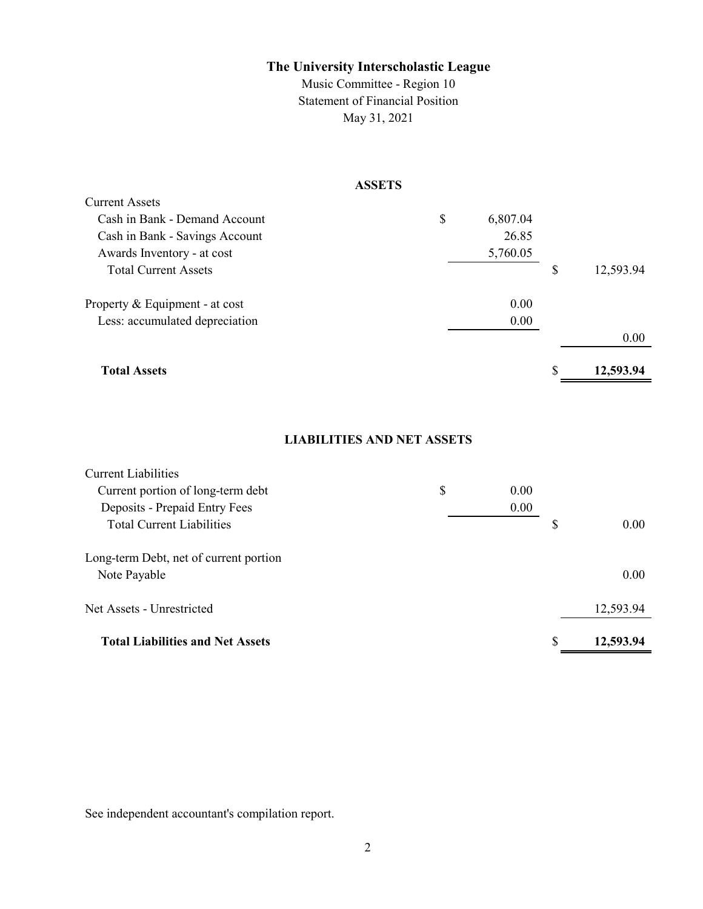# The University Interscholastic League

Music Committee - Region 10
Statement of Financial Position
May 31, 2021

## ASSETS

| | | |
|---|---|---|
| Current Assets | | |
| Cash in Bank - Demand Account | $ 6,807.04 | |
| Cash in Bank - Savings Account | 26.85 | |
| Awards Inventory - at cost | 5,760.05 | |
| Total Current Assets | | $ 12,593.94 |
| Property & Equipment - at cost | 0.00 | |
| Less: accumulated depreciation | 0.00 | |
| | | 0.00 |
| **Total Assets** | | **$ 12,593.94** |

## LIABILITIES AND NET ASSETS

| | | |
|---|---|---|
| Current Liabilities | | |
| Current portion of long-term debt | $ 0.00 | |
| Deposits - Prepaid Entry Fees | 0.00 | |
| Total Current Liabilities | | $ 0.00 |
| Long-term Debt, net of current portion | | |
| Note Payable | | 0.00 |
| Net Assets - Unrestricted | | 12,593.94 |
| **Total Liabilities and Net Assets** | | **$ 12,593.94** |

See independent accountant's compilation report.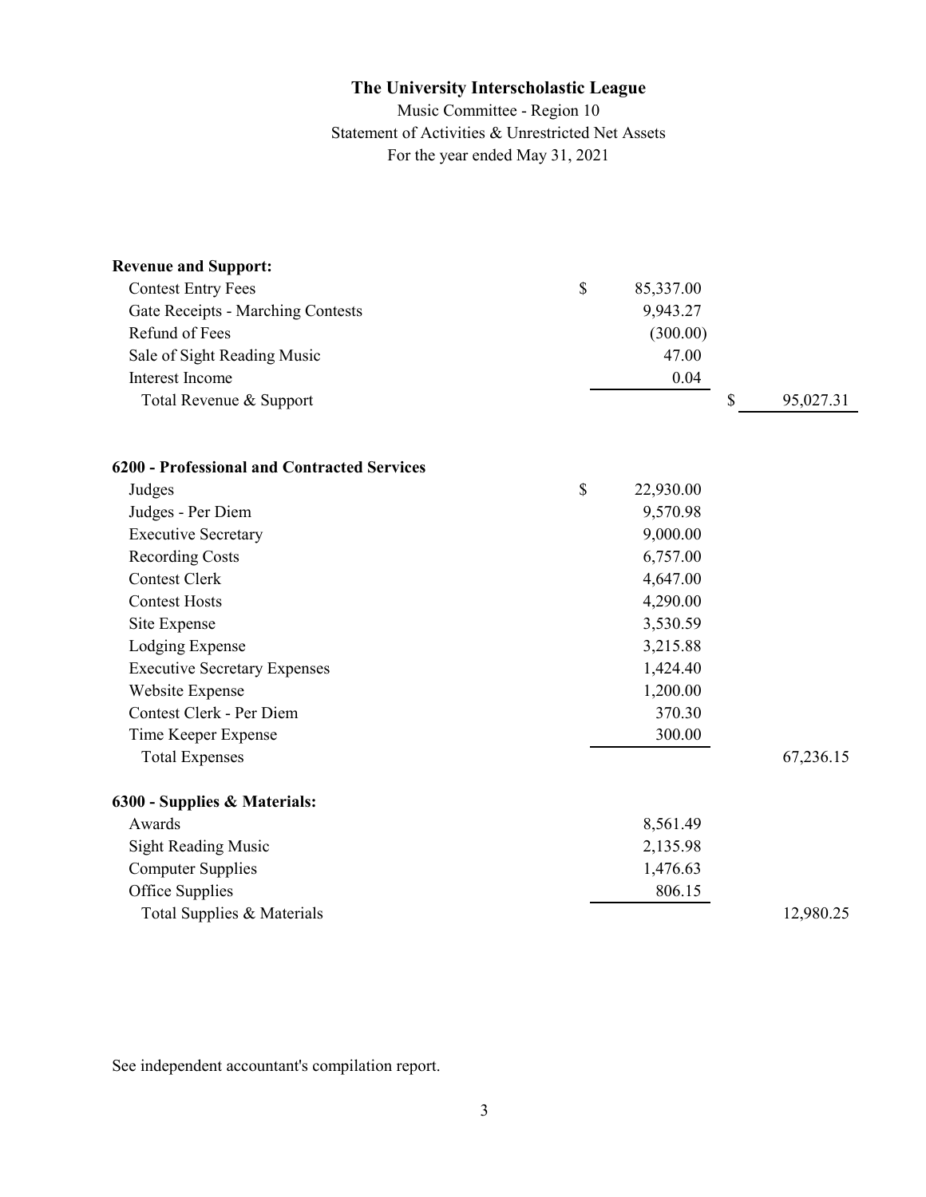**The University Interscholastic League**

Music Committee - Region 10

Statement of Activities & Unrestricted Net Assets

For the year ended May 31, 2021

| | | |
|---|---|---|
| **Revenue and Support:** | | |
| Contest Entry Fees | $ 85,337.00 | |
| Gate Receipts - Marching Contests | 9,943.27 | |
| Refund of Fees | (300.00) | |
| Sale of Sight Reading Music | 47.00 | |
| Interest Income | 0.04 | |
| Total Revenue & Support | | $ 95,027.31 |
| | | |
| **6200 - Professional and Contracted Services** | | |
| Judges | $ 22,930.00 | |
| Judges - Per Diem | 9,570.98 | |
| Executive Secretary | 9,000.00 | |
| Recording Costs | 6,757.00 | |
| Contest Clerk | 4,647.00 | |
| Contest Hosts | 4,290.00 | |
| Site Expense | 3,530.59 | |
| Lodging Expense | 3,215.88 | |
| Executive Secretary Expenses | 1,424.40 | |
| Website Expense | 1,200.00 | |
| Contest Clerk - Per Diem | 370.30 | |
| Time Keeper Expense | 300.00 | |
| Total Expenses | | 67,236.15 |
| | | |
| **6300 - Supplies & Materials:** | | |
| Awards | 8,561.49 | |
| Sight Reading Music | 2,135.98 | |
| Computer Supplies | 1,476.63 | |
| Office Supplies | 806.15 | |
| Total Supplies & Materials | | 12,980.25 |

See independent accountant's compilation report.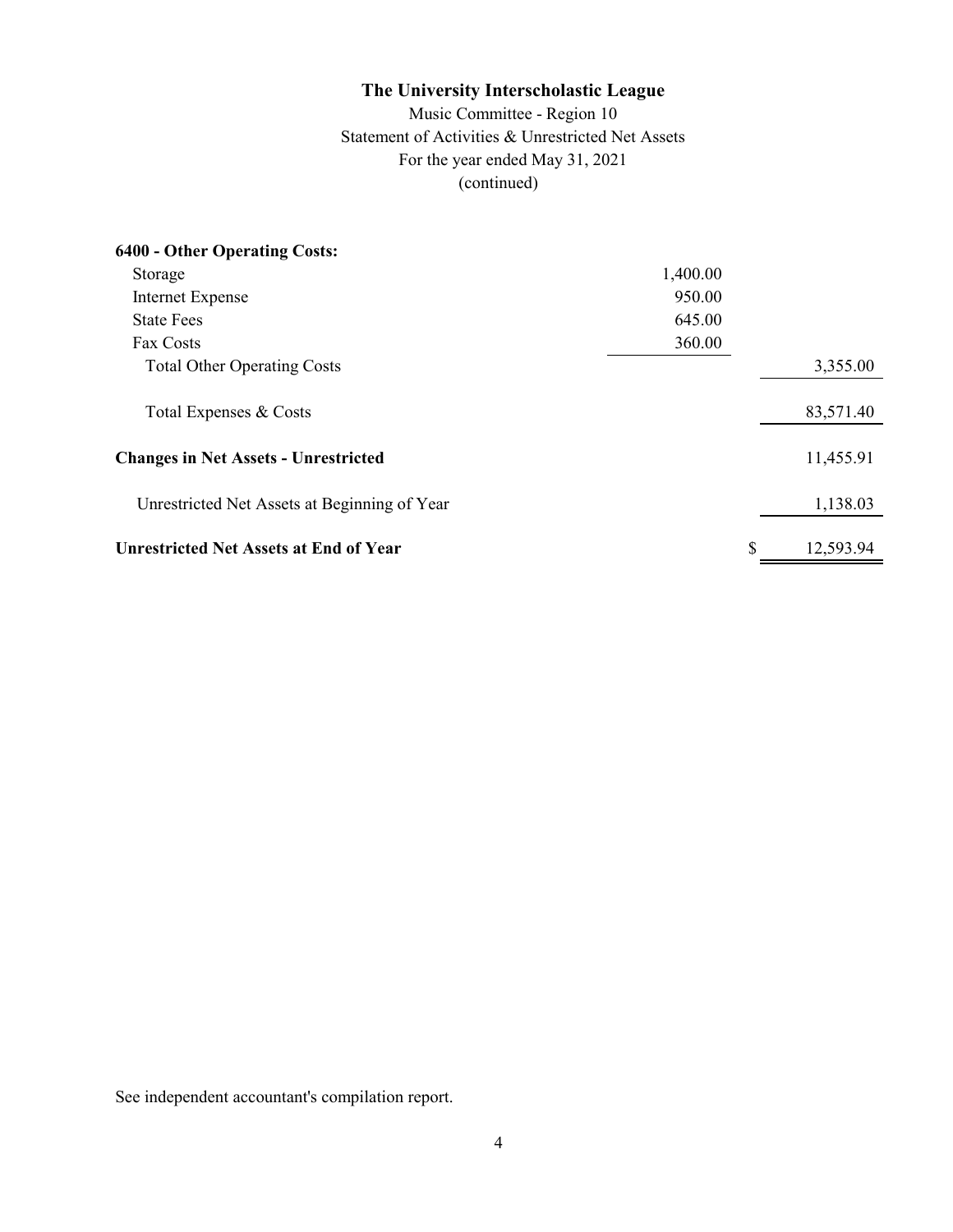# The University Interscholastic League

Music Committee - Region 10

Statement of Activities & Unrestricted Net Assets

For the year ended May 31, 2021

(continued)

| | | |
|---|---|---|
| **6400 - Other Operating Costs:** | | |
| Storage | 1,400.00 | |
| Internet Expense | 950.00 | |
| State Fees | 645.00 | |
| Fax Costs | 360.00 | |
| Total Other Operating Costs | | 3,355.00 |
| Total Expenses & Costs | | 83,571.40 |
| **Changes in Net Assets - Unrestricted** | | 11,455.91 |
| Unrestricted Net Assets at Beginning of Year | | 1,138.03 |
| **Unrestricted Net Assets at End of Year** | | $ 12,593.94 |

See independent accountant's compilation report.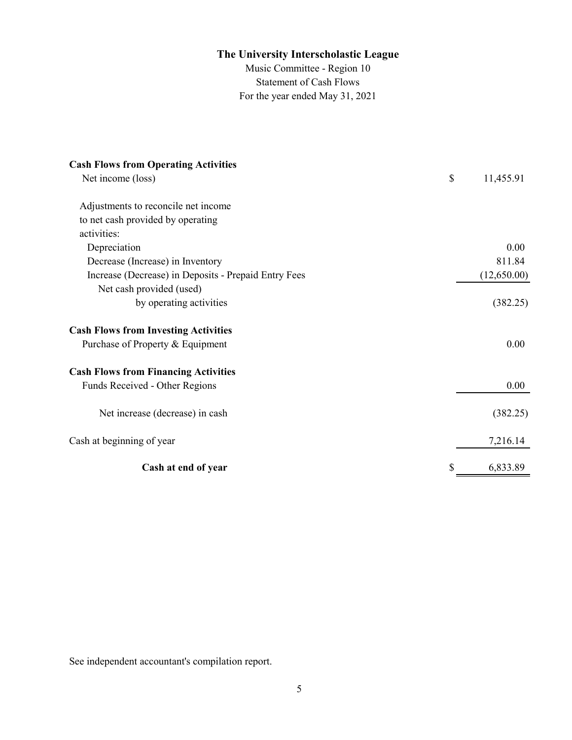# The University Interscholastic League

Music Committee - Region 10

Statement of Cash Flows

For the year ended May 31, 2021

| | |
|---|---|
| **Cash Flows from Operating Activities** | |
| Net income (loss) | $ 11,455.91 |
| Adjustments to reconcile net income to net cash provided by operating activities: | |
| Depreciation | 0.00 |
| Decrease (Increase) in Inventory | 811.84 |
| Increase (Decrease) in Deposits - Prepaid Entry Fees | (12,650.00) |
| Net cash provided (used) by operating activities | (382.25) |
| **Cash Flows from Investing Activities** | |
| Purchase of Property & Equipment | 0.00 |
| **Cash Flows from Financing Activities** | |
| Funds Received - Other Regions | 0.00 |
| Net increase (decrease) in cash | (382.25) |
| Cash at beginning of year | 7,216.14 |
| **Cash at end of year** | $ 6,833.89 |

See independent accountant's compilation report.